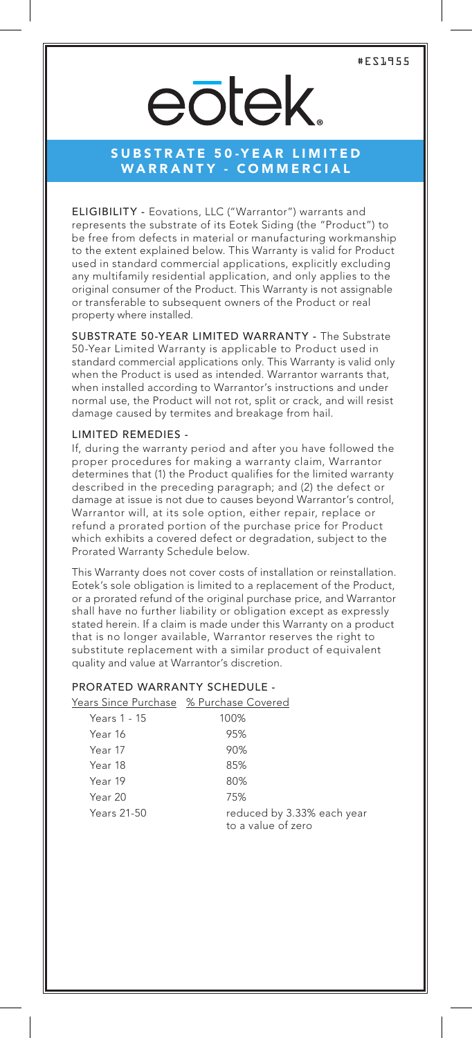#ES1955

# eōtek.

## SUBSTRATE 50-YEAR LIMITED WARRANTY - COMMERCIAL

**ELIGIBILITY -** Eovations, LLC ("Warrantor") warrants and represents the substrate of its Eotek Siding (the "Product") to be free from defects in material or manufacturing workmanship to the extent explained below. This Warranty is valid for Product used in standard commercial applications, explicitly excluding any multifamily residential application, and only applies to the original consumer of the Product. This Warranty is not assignable or transferable to subsequent owners of the Product or real property where installed.

**SUBSTRATE 50-YEAR LIMITED WARRANTY -** The Substrate 50-Year Limited Warranty is applicable to Product used in standard commercial applications only. This Warranty is valid only when the Product is used as intended. Warrantor warrants that, when installed according to Warrantor's instructions and under normal use, the Product will not rot, split or crack, and will resist damage caused by termites and breakage from hail.

**LIMITED REMEDIES -**

If, during the warranty period and after you have followed the proper procedures for making a warranty claim, Warrantor determines that (1) the Product qualifies for the limited warranty described in the preceding paragraph; and (2) the defect or damage at issue is not due to causes beyond Warrantor's control, Warrantor will, at its sole option, either repair, replace or refund a prorated portion of the purchase price for Product which exhibits a covered defect or degradation, subject to the Prorated Warranty Schedule below.

This Warranty does not cover costs of installation or reinstallation. Eotek's sole obligation is limited to a replacement of the Product, or a prorated refund of the original purchase price, and Warrantor shall have no further liability or obligation except as expressly stated herein. If a claim is made under this Warranty on a product that is no longer available, Warrantor reserves the right to substitute replacement with a similar product of equivalent quality and value at Warrantor's discretion.

**PRORATED WARRANTY SCHEDULE -**

| Years Since Purchase | % Purchase Covered |
|---|---|
| Years 1 - 15 | 100% |
| Year 16 | 95% |
| Year 17 | 90% |
| Year 18 | 85% |
| Year 19 | 80% |
| Year 20 | 75% |
| Years 21-50 | reduced by 3.33% each year to a value of zero |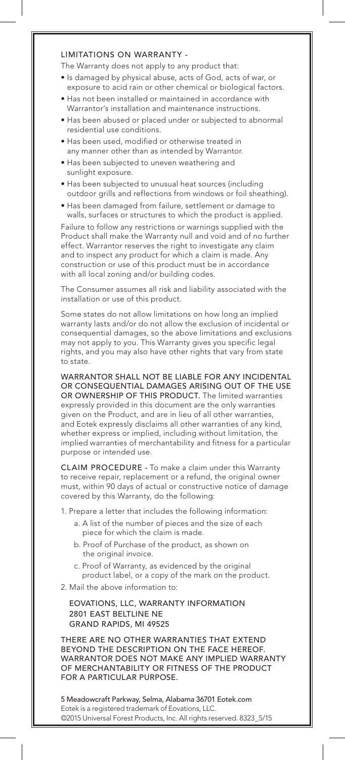## LIMITATIONS ON WARRANTY -

The Warranty does not apply to any product that:

- Is damaged by physical abuse, acts of God, acts of war, or exposure to acid rain or other chemical or biological factors.
- Has not been installed or maintained in accordance with Warrantor's installation and maintenance instructions.
- Has been abused or placed under or subjected to abnormal residential use conditions.
- Has been used, modified or otherwise treated in any manner other than as intended by Warrantor.
- Has been subjected to uneven weathering and sunlight exposure.
- Has been subjected to unusual heat sources (including outdoor grills and reflections from windows or foil sheathing).
- Has been damaged from failure, settlement or damage to walls, surfaces or structures to which the product is applied.

Failure to follow any restrictions or warnings supplied with the Product shall make the Warranty null and void and of no further effect. Warrantor reserves the right to investigate any claim and to inspect any product for which a claim is made. Any construction or use of this product must be in accordance with all local zoning and/or building codes.

The Consumer assumes all risk and liability associated with the installation or use of this product.

Some states do not allow limitations on how long an implied warranty lasts and/or do not allow the exclusion of incidental or consequential damages, so the above limitations and exclusions may not apply to you. This Warranty gives you specific legal rights, and you may also have other rights that vary from state to state.

**WARRANTOR SHALL NOT BE LIABLE FOR ANY INCIDENTAL OR CONSEQUENTIAL DAMAGES ARISING OUT OF THE USE OR OWNERSHIP OF THIS PRODUCT.** The limited warranties expressly provided in this document are the only warranties given on the Product, and are in lieu of all other warranties, and Eotek expressly disclaims all other warranties of any kind, whether express or implied, including without limitation, the implied warranties of merchantability and fitness for a particular purpose or intended use.

**CLAIM PROCEDURE -** To make a claim under this Warranty to receive repair, replacement or a refund, the original owner must, within 90 days of actual or constructive notice of damage covered by this Warranty, do the following:

1. Prepare a letter that includes the following information:
   a. A list of the number of pieces and the size of each piece for which the claim is made.
   b. Proof of Purchase of the product, as shown on the original invoice.
   c. Proof of Warranty, as evidenced by the original product label, or a copy of the mark on the product.
2. Mail the above information to:

EOVATIONS, LLC, WARRANTY INFORMATION
2801 EAST BELTLINE NE
GRAND RAPIDS, MI 49525

THERE ARE NO OTHER WARRANTIES THAT EXTEND BEYOND THE DESCRIPTION ON THE FACE HEREOF. WARRANTOR DOES NOT MAKE ANY IMPLIED WARRANTY OF MERCHANTABILITY OR FITNESS OF THE PRODUCT FOR A PARTICULAR PURPOSE.

**5 Meadowcraft Parkway, Selma, Alabama 36701 Eotek.com**
Eotek is a registered trademark of Eovations, LLC.
©2015 Universal Forest Products, Inc. All rights reserved. 8323_5/15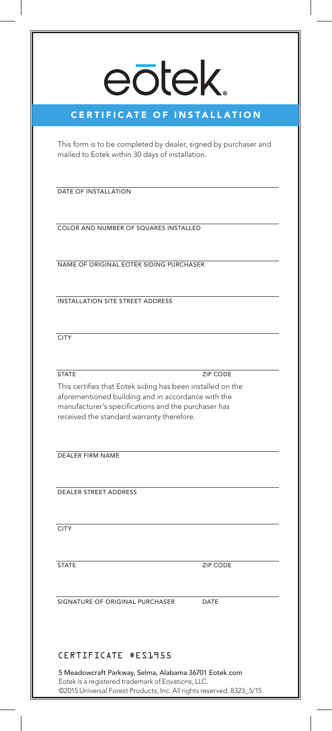# eōtek®

## CERTIFICATE OF INSTALLATION

This form is to be completed by dealer, signed by purchaser and mailed to Eotek within 30 days of installation.

DATE OF INSTALLATION

COLOR AND NUMBER OF SQUARES INSTALLED

NAME OF ORIGINAL EOTEK SIDING PURCHASER

INSTALLATION SITE STREET ADDRESS

CITY

STATE ZIP CODE

This certifies that Eotek siding has been installed on the aforementioned building and in accordance with the manufacturer's specifications and the purchaser has received the standard warranty therefore.

DEALER FIRM NAME

DEALER STREET ADDRESS

CITY

STATE ZIP CODE

SIGNATURE OF ORIGINAL PURCHASER DATE

CERTIFICATE #ES1955

5 Meadowcraft Parkway, Selma, Alabama 36701 Eotek.com

Eotek is a registered trademark of Eovations, LLC.

©2015 Universal Forest Products, Inc. All rights reserved. 8323_5/15